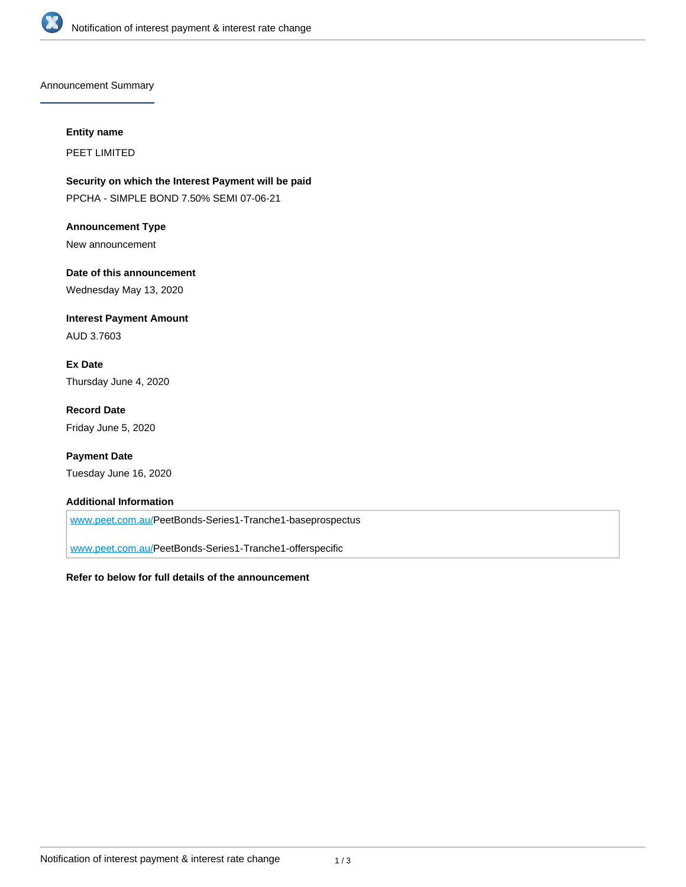## Announcement Summary

**Entity name**

PEET LIMITED

**Security on which the Interest Payment will be paid**

PPCHA - SIMPLE BOND 7.50% SEMI 07-06-21

**Announcement Type**

New announcement

**Date of this announcement**

Wednesday May 13, 2020

**Interest Payment Amount**

AUD 3.7603

**Ex Date**

Thursday June 4, 2020

**Record Date**

Friday June 5, 2020

**Payment Date**

Tuesday June 16, 2020

**Additional Information**

www.peet.com.au/PeetBonds-Series1-Tranche1-baseprospectus

www.peet.com.au/PeetBonds-Series1-Tranche1-offerspecific

**Refer to below for full details of the announcement**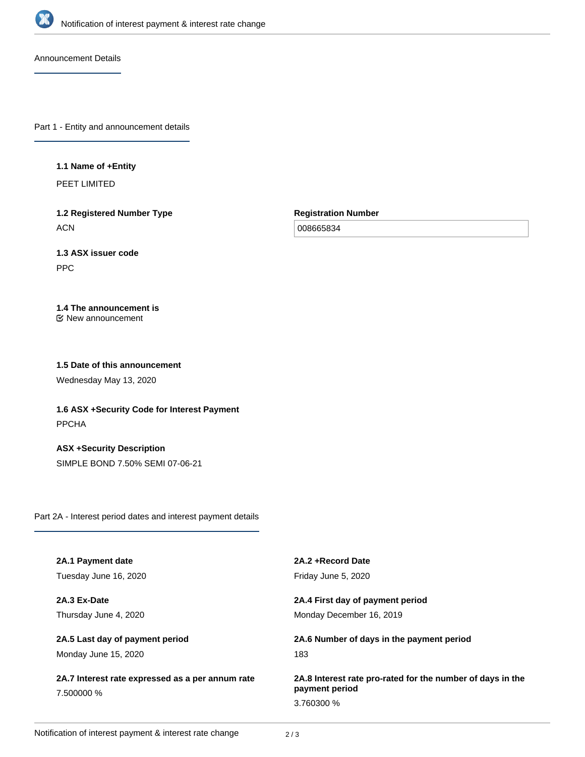## Announcement Details

### Part 1 - Entity and announcement details

**1.1 Name of +Entity**

PEET LIMITED

**1.2 Registered Number Type**

ACN

**Registration Number**

008665834

**1.3 ASX issuer code**

PPC

**1.4 The announcement is**

New announcement

**1.5 Date of this announcement**

Wednesday May 13, 2020

**1.6 ASX +Security Code for Interest Payment**

PPCHA

**ASX +Security Description**

SIMPLE BOND 7.50% SEMI 07-06-21

### Part 2A - Interest period dates and interest payment details

**2A.1 Payment date**

Tuesday June 16, 2020

**2A.2 +Record Date**

Friday June 5, 2020

**2A.3 Ex-Date**

Thursday June 4, 2020

**2A.4 First day of payment period**

Monday December 16, 2019

**2A.5 Last day of payment period**

Monday June 15, 2020

**2A.6 Number of days in the payment period**

183

**2A.7 Interest rate expressed as a per annum rate**

7.500000 %

**2A.8 Interest rate pro-rated for the number of days in the payment period**

3.760300 %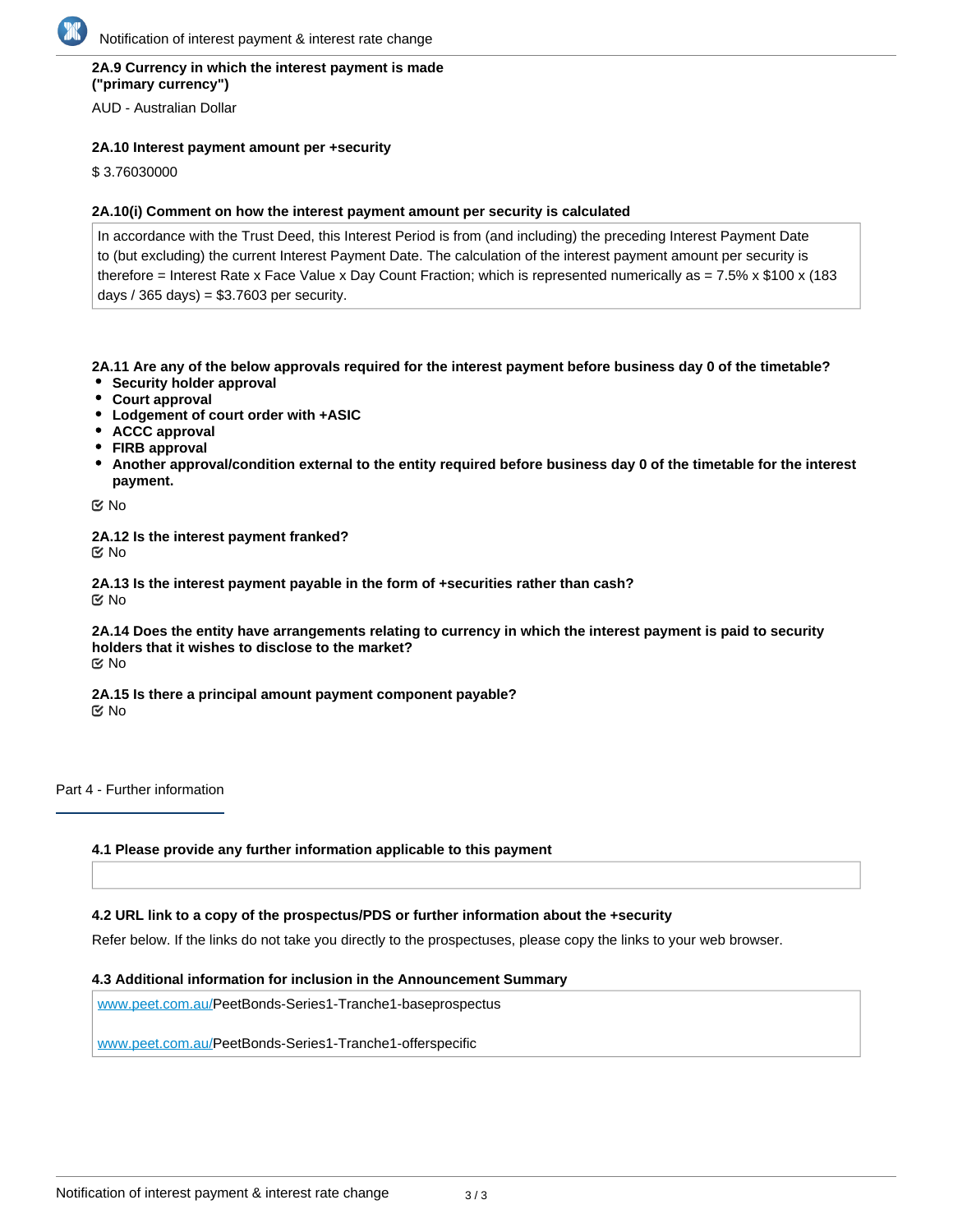**2A.9 Currency in which the interest payment is made ("primary currency")**

AUD - Australian Dollar

**2A.10 Interest payment amount per +security**

$ 3.76030000

**2A.10(i) Comment on how the interest payment amount per security is calculated**

In accordance with the Trust Deed, this Interest Period is from (and including) the preceding Interest Payment Date to (but excluding) the current Interest Payment Date. The calculation of the interest payment amount per security is therefore = Interest Rate x Face Value x Day Count Fraction; which is represented numerically as = 7.5% x $100 x (183 days / 365 days) = $3.7603 per security.

**2A.11 Are any of the below approvals required for the interest payment before business day 0 of the timetable?**

- **Security holder approval**
- **Court approval**
- **Lodgement of court order with +ASIC**
- **ACCC approval**
- **FIRB approval**
- **Another approval/condition external to the entity required before business day 0 of the timetable for the interest payment.**

No

**2A.12 Is the interest payment franked?**

No

**2A.13 Is the interest payment payable in the form of +securities rather than cash?**

No

**2A.14 Does the entity have arrangements relating to currency in which the interest payment is paid to security holders that it wishes to disclose to the market?**

No

**2A.15 Is there a principal amount payment component payable?**

No

## Part 4 - Further information

**4.1 Please provide any further information applicable to this payment**

**4.2 URL link to a copy of the prospectus/PDS or further information about the +security**

Refer below. If the links do not take you directly to the prospectuses, please copy the links to your web browser.

**4.3 Additional information for inclusion in the Announcement Summary**

www.peet.com.au/PeetBonds-Series1-Tranche1-baseprospectus

www.peet.com.au/PeetBonds-Series1-Tranche1-offerspecific